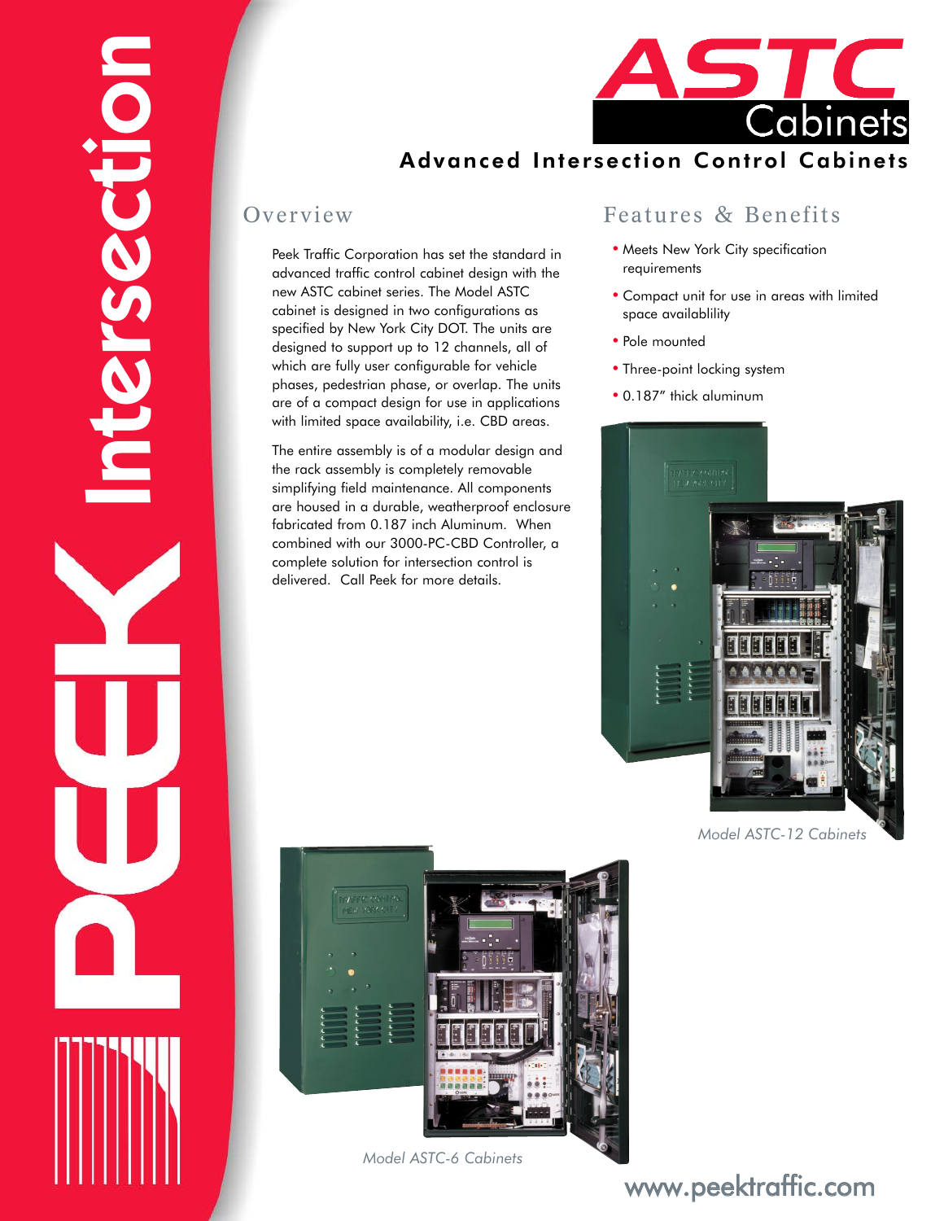# ASTC Cabinets

## Advanced Intersection Control Cabinets

## Overview

Peek Traffic Corporation has set the standard in advanced traffic control cabinet design with the new ASTC cabinet series. The Model ASTC cabinet is designed in two configurations as specified by New York City DOT. The units are designed to support up to 12 channels, all of which are fully user configurable for vehicle phases, pedestrian phase, or overlap. The units are of a compact design for use in applications with limited space availability, i.e. CBD areas.

The entire assembly is of a modular design and the rack assembly is completely removable simplifying field maintenance. All components are housed in a durable, weatherproof enclosure fabricated from 0.187 inch Aluminum. When combined with our 3000-PC-CBD Controller, a complete solution for intersection control is delivered. Call Peek for more details.

## Features & Benefits

- Meets New York City specification requirements
- Compact unit for use in areas with limited space availablility
- Pole mounted
- Three-point locking system
- 0.187" thick aluminum

*Model ASTC-12 Cabinets*

*Model ASTC-6 Cabinets*

PEEK Intersection

www.peektraffic.com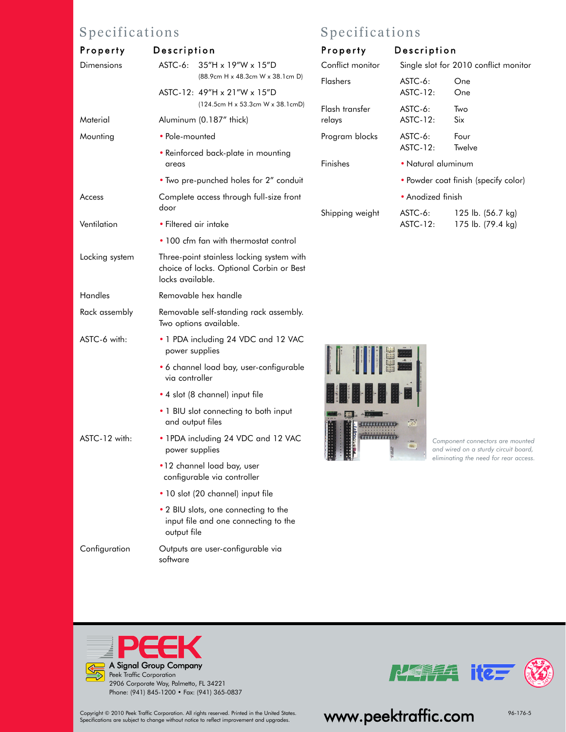## Specifications

| Property | Description |
|---|---|
| Dimensions | ASTC-6: 35″H x 19″W x 15″D (88.9cm H x 48.3cm W x 38.1cm D) |
| | ASTC-12: 49″H x 21″W x 15″D (124.5cm H x 53.3cm W x 38.1cmD) |
| Material | Aluminum (0.187″ thick) |
| Mounting | • Pole-mounted<br>• Reinforced back-plate in mounting areas<br>• Two pre-punched holes for 2″ conduit |
| Access | Complete access through full-size front door |
| Ventilation | • Filtered air intake<br>• 100 cfm fan with thermostat control |
| Locking system | Three-point stainless locking system with choice of locks. Optional Corbin or Best locks available. |
| Handles | Removable hex handle |
| Rack assembly | Removable self-standing rack assembly. Two options available. |
| ASTC-6 with: | • 1 PDA including 24 VDC and 12 VAC power supplies<br>• 6 channel load bay, user-configurable via controller<br>• 4 slot (8 channel) input file<br>• 1 BIU slot connecting to both input and output files |
| ASTC-12 with: | • 1PDA including 24 VDC and 12 VAC power supplies<br>•12 channel load bay, user configurable via controller<br>• 10 slot (20 channel) input file<br>• 2 BIU slots, one connecting to the input file and one connecting to the output file |
| Configuration | Outputs are user-configurable via software |

## Specifications

| Property | Description |
|---|---|
| Conflict monitor | Single slot for 2010 conflict monitor |
| Flashers | ASTC-6: One<br>ASTC-12: One |
| Flash transfer relays | ASTC-6: Two<br>ASTC-12: Six |
| Program blocks | ASTC-6: Four<br>ASTC-12: Twelve |
| Finishes | • Natural aluminum<br>• Powder coat finish (specify color)<br>• Anodized finish |
| Shipping weight | ASTC-6: 125 lb. (56.7 kg)<br>ASTC-12: 175 lb. (79.4 kg) |

*Component connectors are mounted and wired on a sturdy circuit board, eliminating the need for rear access.*

**PEEK**
A Signal Group Company
Peek Traffic Corporation
2906 Corporate Way, Palmetto, FL 34221
Phone: (941) 845-1200 • Fax: (941) 365-0837

Copyright © 2010 Peek Traffic Corporation. All rights reserved. Printed in the United States.
Specifications are subject to change without notice to reflect improvement and upgrades.

www.peektraffic.com

96-176-5